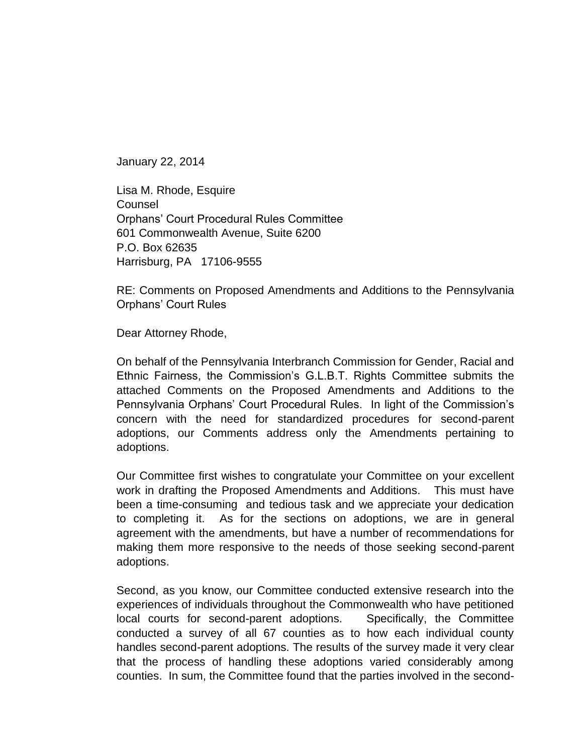January 22, 2014

Lisa M. Rhode, Esquire
Counsel
Orphans' Court Procedural Rules Committee
601 Commonwealth Avenue, Suite 6200
P.O. Box 62635
Harrisburg, PA 17106-9555

RE: Comments on Proposed Amendments and Additions to the Pennsylvania Orphans' Court Rules

Dear Attorney Rhode,

On behalf of the Pennsylvania Interbranch Commission for Gender, Racial and Ethnic Fairness, the Commission's G.L.B.T. Rights Committee submits the attached Comments on the Proposed Amendments and Additions to the Pennsylvania Orphans' Court Procedural Rules. In light of the Commission's concern with the need for standardized procedures for second-parent adoptions, our Comments address only the Amendments pertaining to adoptions.

Our Committee first wishes to congratulate your Committee on your excellent work in drafting the Proposed Amendments and Additions. This must have been a time-consuming and tedious task and we appreciate your dedication to completing it. As for the sections on adoptions, we are in general agreement with the amendments, but have a number of recommendations for making them more responsive to the needs of those seeking second-parent adoptions.

Second, as you know, our Committee conducted extensive research into the experiences of individuals throughout the Commonwealth who have petitioned local courts for second-parent adoptions. Specifically, the Committee conducted a survey of all 67 counties as to how each individual county handles second-parent adoptions. The results of the survey made it very clear that the process of handling these adoptions varied considerably among counties. In sum, the Committee found that the parties involved in the second-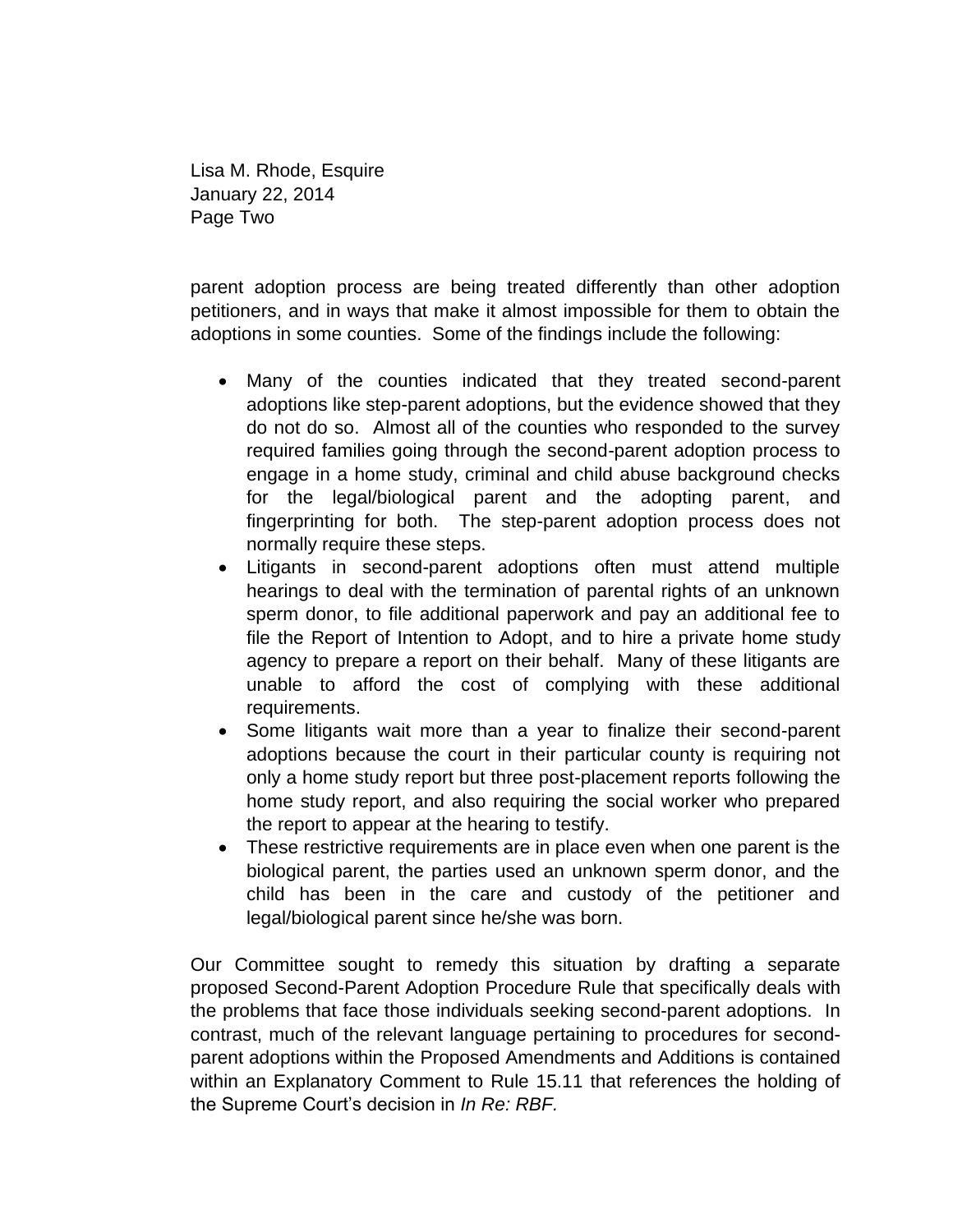parent adoption process are being treated differently than other adoption petitioners, and in ways that make it almost impossible for them to obtain the adoptions in some counties. Some of the findings include the following:

- Many of the counties indicated that they treated second-parent adoptions like step-parent adoptions, but the evidence showed that they do not do so. Almost all of the counties who responded to the survey required families going through the second-parent adoption process to engage in a home study, criminal and child abuse background checks for the legal/biological parent and the adopting parent, and fingerprinting for both. The step-parent adoption process does not normally require these steps.
- Litigants in second-parent adoptions often must attend multiple hearings to deal with the termination of parental rights of an unknown sperm donor, to file additional paperwork and pay an additional fee to file the Report of Intention to Adopt, and to hire a private home study agency to prepare a report on their behalf. Many of these litigants are unable to afford the cost of complying with these additional requirements.
- Some litigants wait more than a year to finalize their second-parent adoptions because the court in their particular county is requiring not only a home study report but three post-placement reports following the home study report, and also requiring the social worker who prepared the report to appear at the hearing to testify.
- These restrictive requirements are in place even when one parent is the biological parent, the parties used an unknown sperm donor, and the child has been in the care and custody of the petitioner and legal/biological parent since he/she was born.

Our Committee sought to remedy this situation by drafting a separate proposed Second-Parent Adoption Procedure Rule that specifically deals with the problems that face those individuals seeking second-parent adoptions. In contrast, much of the relevant language pertaining to procedures for second-parent adoptions within the Proposed Amendments and Additions is contained within an Explanatory Comment to Rule 15.11 that references the holding of the Supreme Court's decision in *In Re: RBF.*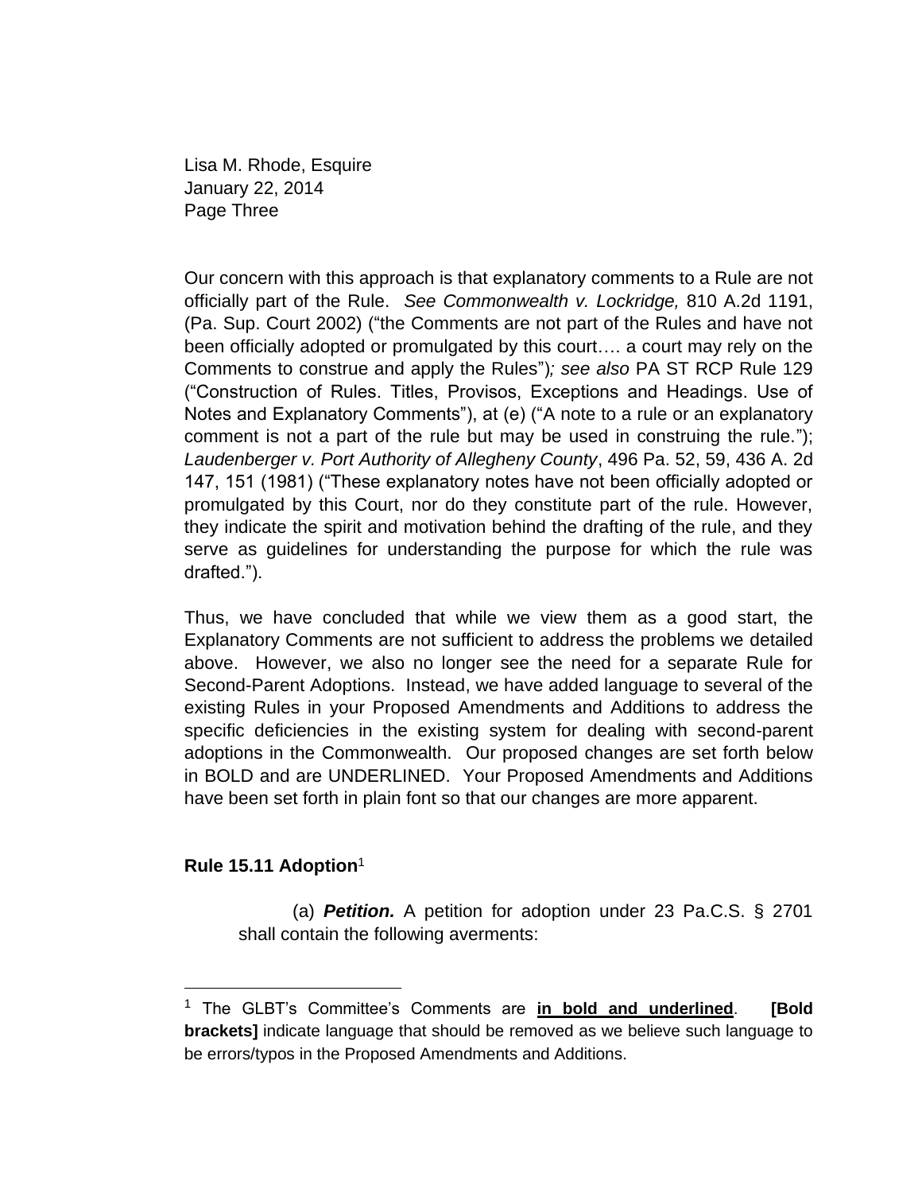Our concern with this approach is that explanatory comments to a Rule are not officially part of the Rule. *See Commonwealth v. Lockridge,* 810 A.2d 1191, (Pa. Sup. Court 2002) ("the Comments are not part of the Rules and have not been officially adopted or promulgated by this court…. a court may rely on the Comments to construe and apply the Rules")*; see also* PA ST RCP Rule 129 ("Construction of Rules. Titles, Provisos, Exceptions and Headings. Use of Notes and Explanatory Comments"), at (e) ("A note to a rule or an explanatory comment is not a part of the rule but may be used in construing the rule."); *Laudenberger v. Port Authority of Allegheny County*, 496 Pa. 52, 59, 436 A. 2d 147, 151 (1981) ("These explanatory notes have not been officially adopted or promulgated by this Court, nor do they constitute part of the rule. However, they indicate the spirit and motivation behind the drafting of the rule, and they serve as guidelines for understanding the purpose for which the rule was drafted.").

Thus, we have concluded that while we view them as a good start, the Explanatory Comments are not sufficient to address the problems we detailed above. However, we also no longer see the need for a separate Rule for Second-Parent Adoptions. Instead, we have added language to several of the existing Rules in your Proposed Amendments and Additions to address the specific deficiencies in the existing system for dealing with second-parent adoptions in the Commonwealth. Our proposed changes are set forth below in BOLD and are UNDERLINED. Your Proposed Amendments and Additions have been set forth in plain font so that our changes are more apparent.

**Rule 15.11 Adoption**[1]

(a) ***Petition.*** A petition for adoption under 23 Pa.C.S. § 2701 shall contain the following averments:

---

[1] The GLBT's Committee's Comments are **<u>in bold and underlined</u>**. **[Bold brackets]** indicate language that should be removed as we believe such language to be errors/typos in the Proposed Amendments and Additions.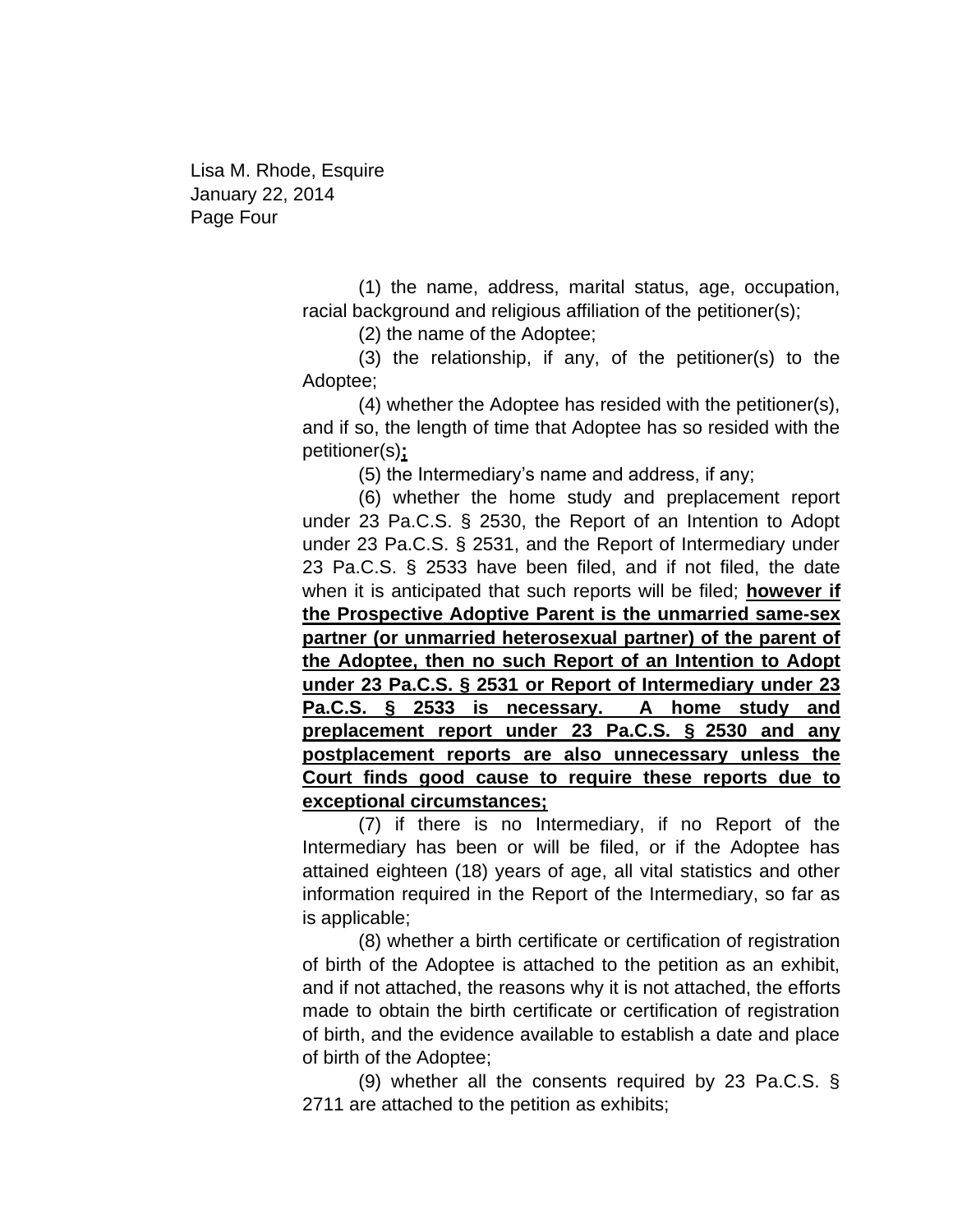(1) the name, address, marital status, age, occupation, racial background and religious affiliation of the petitioner(s);

(2) the name of the Adoptee;

(3) the relationship, if any, of the petitioner(s) to the Adoptee;

(4) whether the Adoptee has resided with the petitioner(s), and if so, the length of time that Adoptee has so resided with the petitioner(s)**;**

(5) the Intermediary's name and address, if any;

(6) whether the home study and preplacement report under 23 Pa.C.S. § 2530, the Report of an Intention to Adopt under 23 Pa.C.S. § 2531, and the Report of Intermediary under 23 Pa.C.S. § 2533 have been filed, and if not filed, the date when it is anticipated that such reports will be filed; **however if the Prospective Adoptive Parent is the unmarried same-sex partner (or unmarried heterosexual partner) of the parent of the Adoptee, then no such Report of an Intention to Adopt under 23 Pa.C.S. § 2531 or Report of Intermediary under 23 Pa.C.S. § 2533 is necessary. A home study and preplacement report under 23 Pa.C.S. § 2530 and any postplacement reports are also unnecessary unless the Court finds good cause to require these reports due to exceptional circumstances;**

(7) if there is no Intermediary, if no Report of the Intermediary has been or will be filed, or if the Adoptee has attained eighteen (18) years of age, all vital statistics and other information required in the Report of the Intermediary, so far as is applicable;

(8) whether a birth certificate or certification of registration of birth of the Adoptee is attached to the petition as an exhibit, and if not attached, the reasons why it is not attached, the efforts made to obtain the birth certificate or certification of registration of birth, and the evidence available to establish a date and place of birth of the Adoptee;

(9) whether all the consents required by 23 Pa.C.S. § 2711 are attached to the petition as exhibits;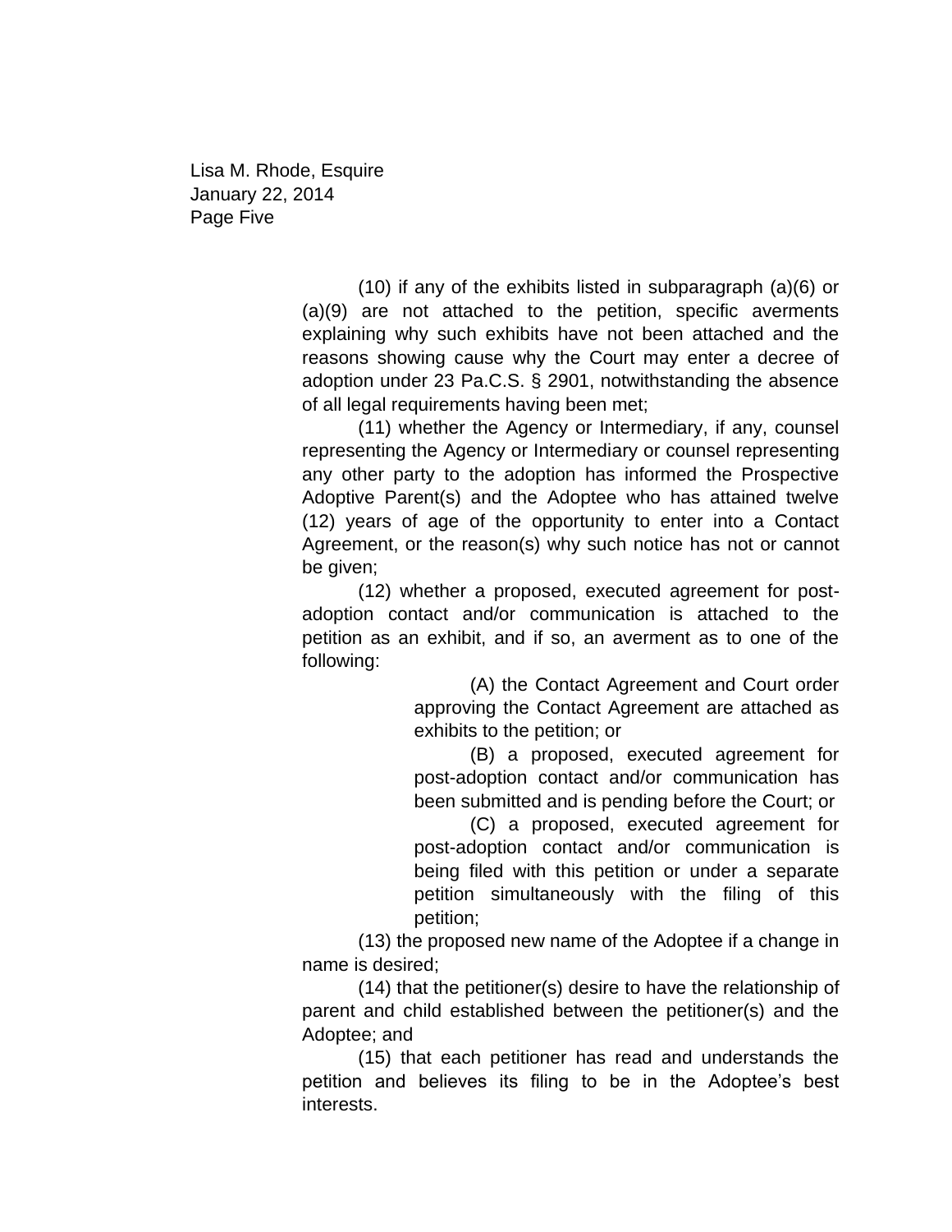(10) if any of the exhibits listed in subparagraph (a)(6) or (a)(9) are not attached to the petition, specific averments explaining why such exhibits have not been attached and the reasons showing cause why the Court may enter a decree of adoption under 23 Pa.C.S. § 2901, notwithstanding the absence of all legal requirements having been met;

(11) whether the Agency or Intermediary, if any, counsel representing the Agency or Intermediary or counsel representing any other party to the adoption has informed the Prospective Adoptive Parent(s) and the Adoptee who has attained twelve (12) years of age of the opportunity to enter into a Contact Agreement, or the reason(s) why such notice has not or cannot be given;

(12) whether a proposed, executed agreement for post-adoption contact and/or communication is attached to the petition as an exhibit, and if so, an averment as to one of the following:

> (A) the Contact Agreement and Court order approving the Contact Agreement are attached as exhibits to the petition; or
>
> (B) a proposed, executed agreement for post-adoption contact and/or communication has been submitted and is pending before the Court; or
>
> (C) a proposed, executed agreement for post-adoption contact and/or communication is being filed with this petition or under a separate petition simultaneously with the filing of this petition;

(13) the proposed new name of the Adoptee if a change in name is desired;

(14) that the petitioner(s) desire to have the relationship of parent and child established between the petitioner(s) and the Adoptee; and

(15) that each petitioner has read and understands the petition and believes its filing to be in the Adoptee's best interests.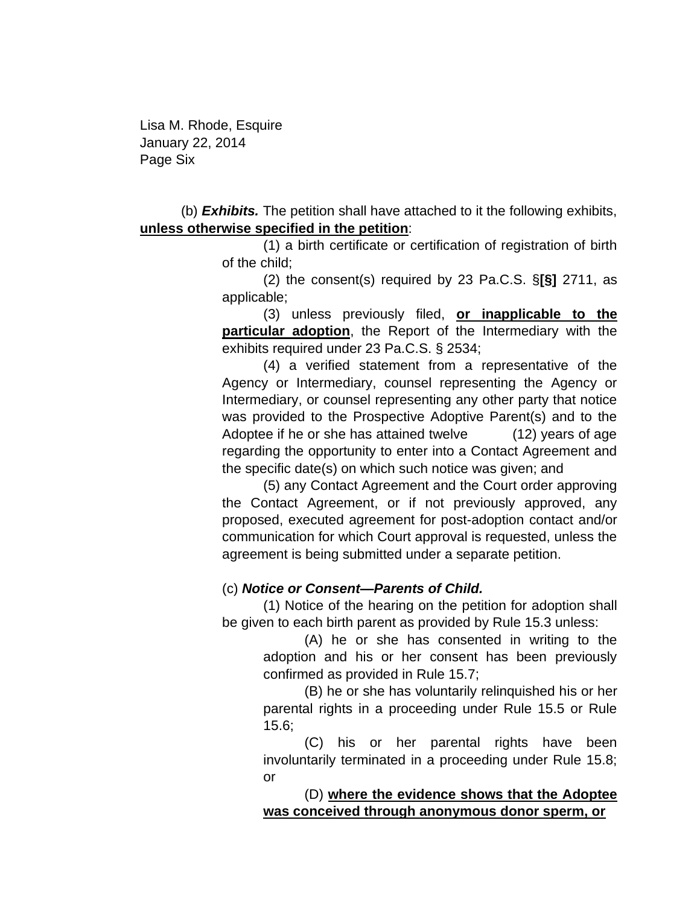(b) ***Exhibits.*** The petition shall have attached to it the following exhibits, **<u>unless otherwise specified in the petition</u>**:

(1) a birth certificate or certification of registration of birth of the child;

(2) the consent(s) required by 23 Pa.C.S. §**[§]** 2711, as applicable;

(3) unless previously filed, **<u>or inapplicable to the particular adoption</u>**, the Report of the Intermediary with the exhibits required under 23 Pa.C.S. § 2534;

(4) a verified statement from a representative of the Agency or Intermediary, counsel representing the Agency or Intermediary, or counsel representing any other party that notice was provided to the Prospective Adoptive Parent(s) and to the Adoptee if he or she has attained twelve (12) years of age regarding the opportunity to enter into a Contact Agreement and the specific date(s) on which such notice was given; and

(5) any Contact Agreement and the Court order approving the Contact Agreement, or if not previously approved, any proposed, executed agreement for post-adoption contact and/or communication for which Court approval is requested, unless the agreement is being submitted under a separate petition.

(c) ***Notice or Consent—Parents of Child.***

(1) Notice of the hearing on the petition for adoption shall be given to each birth parent as provided by Rule 15.3 unless:

(A) he or she has consented in writing to the adoption and his or her consent has been previously confirmed as provided in Rule 15.7;

(B) he or she has voluntarily relinquished his or her parental rights in a proceeding under Rule 15.5 or Rule 15.6;

(C) his or her parental rights have been involuntarily terminated in a proceeding under Rule 15.8; or

(D) **<u>where the evidence shows that the Adoptee was conceived through anonymous donor sperm, or</u>**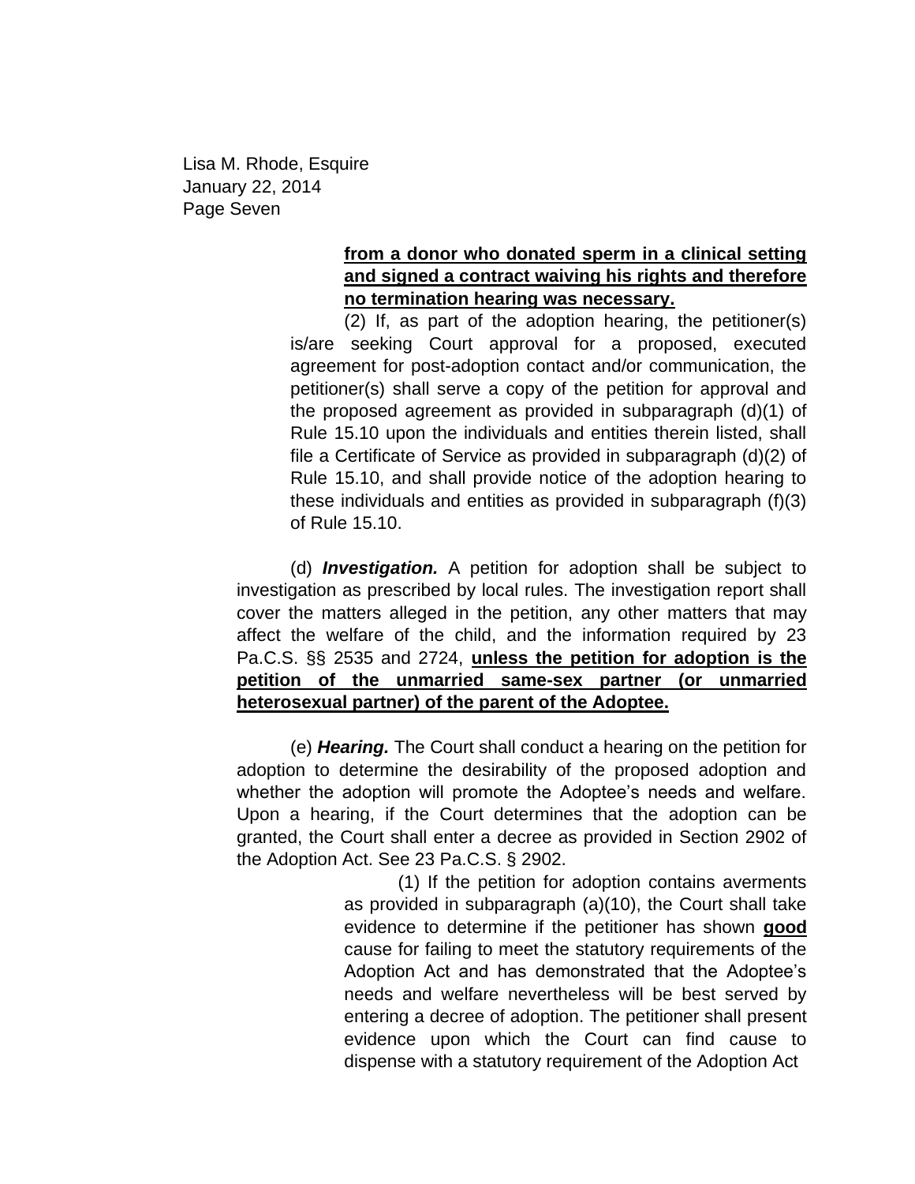Lisa M. Rhode, Esquire
January 22, 2014
Page Seven

**from a donor who donated sperm in a clinical setting and signed a contract waiving his rights and therefore no termination hearing was necessary.**

(2) If, as part of the adoption hearing, the petitioner(s) is/are seeking Court approval for a proposed, executed agreement for post-adoption contact and/or communication, the petitioner(s) shall serve a copy of the petition for approval and the proposed agreement as provided in subparagraph (d)(1) of Rule 15.10 upon the individuals and entities therein listed, shall file a Certificate of Service as provided in subparagraph (d)(2) of Rule 15.10, and shall provide notice of the adoption hearing to these individuals and entities as provided in subparagraph (f)(3) of Rule 15.10.

(d) ***Investigation.*** A petition for adoption shall be subject to investigation as prescribed by local rules. The investigation report shall cover the matters alleged in the petition, any other matters that may affect the welfare of the child, and the information required by 23 Pa.C.S. §§ 2535 and 2724, **unless the petition for adoption is the petition of the unmarried same-sex partner (or unmarried heterosexual partner) of the parent of the Adoptee.**

(e) ***Hearing.*** The Court shall conduct a hearing on the petition for adoption to determine the desirability of the proposed adoption and whether the adoption will promote the Adoptee's needs and welfare. Upon a hearing, if the Court determines that the adoption can be granted, the Court shall enter a decree as provided in Section 2902 of the Adoption Act. See 23 Pa.C.S. § 2902.

(1) If the petition for adoption contains averments as provided in subparagraph (a)(10), the Court shall take evidence to determine if the petitioner has shown **good** cause for failing to meet the statutory requirements of the Adoption Act and has demonstrated that the Adoptee's needs and welfare nevertheless will be best served by entering a decree of adoption. The petitioner shall present evidence upon which the Court can find cause to dispense with a statutory requirement of the Adoption Act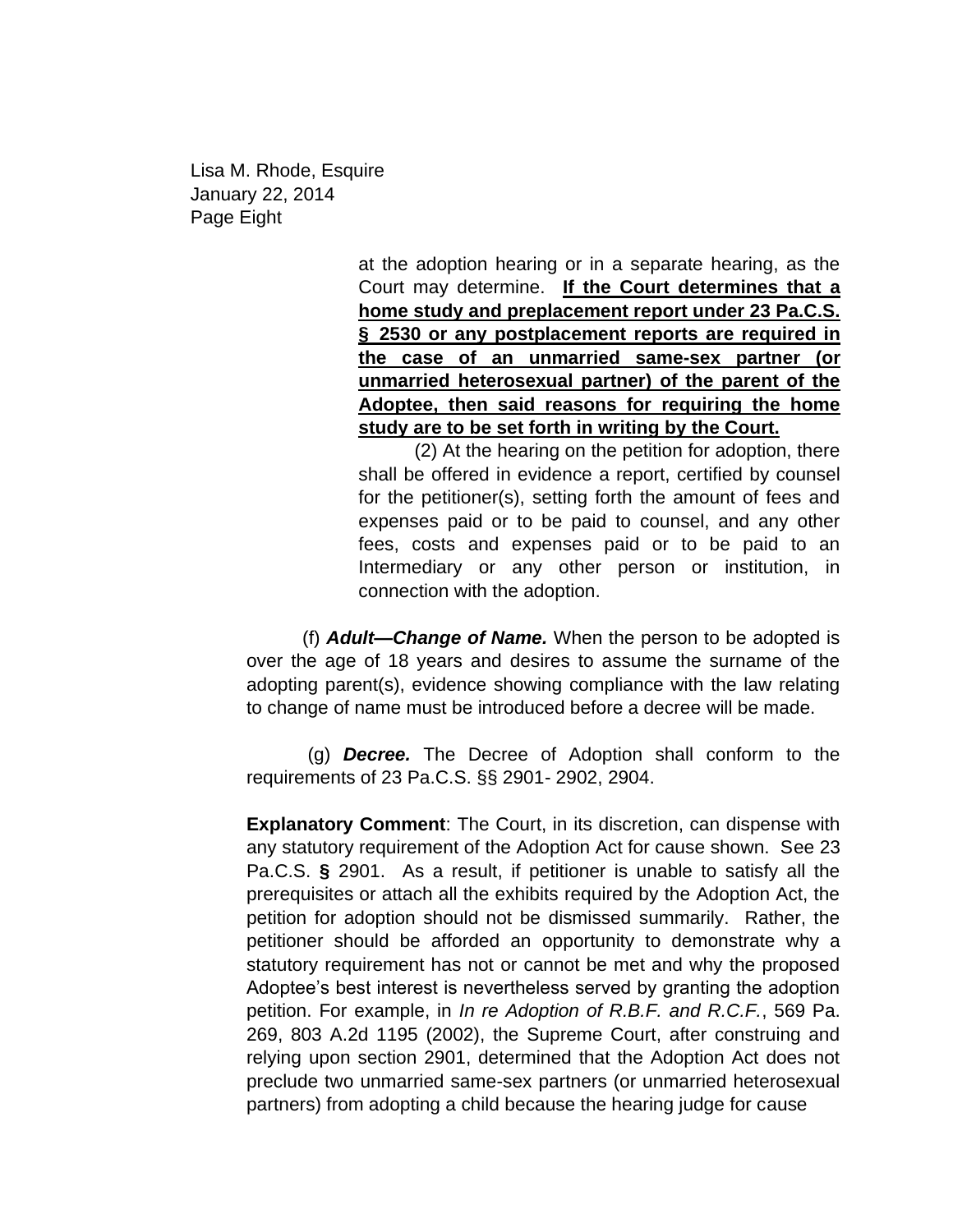Lisa M. Rhode, Esquire
January 22, 2014
Page Eight

at the adoption hearing or in a separate hearing, as the Court may determine. **If the Court determines that a home study and preplacement report under 23 Pa.C.S. § 2530 or any postplacement reports are required in the case of an unmarried same-sex partner (or unmarried heterosexual partner) of the parent of the Adoptee, then said reasons for requiring the home study are to be set forth in writing by the Court.**

(2) At the hearing on the petition for adoption, there shall be offered in evidence a report, certified by counsel for the petitioner(s), setting forth the amount of fees and expenses paid or to be paid to counsel, and any other fees, costs and expenses paid or to be paid to an Intermediary or any other person or institution, in connection with the adoption.

(f) ***Adult—Change of Name.*** When the person to be adopted is over the age of 18 years and desires to assume the surname of the adopting parent(s), evidence showing compliance with the law relating to change of name must be introduced before a decree will be made.

(g) ***Decree.*** The Decree of Adoption shall conform to the requirements of 23 Pa.C.S. §§ 2901- 2902, 2904.

**Explanatory Comment**: The Court, in its discretion, can dispense with any statutory requirement of the Adoption Act for cause shown. See 23 Pa.C.S. **§** 2901. As a result, if petitioner is unable to satisfy all the prerequisites or attach all the exhibits required by the Adoption Act, the petition for adoption should not be dismissed summarily. Rather, the petitioner should be afforded an opportunity to demonstrate why a statutory requirement has not or cannot be met and why the proposed Adoptee's best interest is nevertheless served by granting the adoption petition. For example, in *In re Adoption of R.B.F. and R.C.F.*, 569 Pa. 269, 803 A.2d 1195 (2002), the Supreme Court, after construing and relying upon section 2901, determined that the Adoption Act does not preclude two unmarried same-sex partners (or unmarried heterosexual partners) from adopting a child because the hearing judge for cause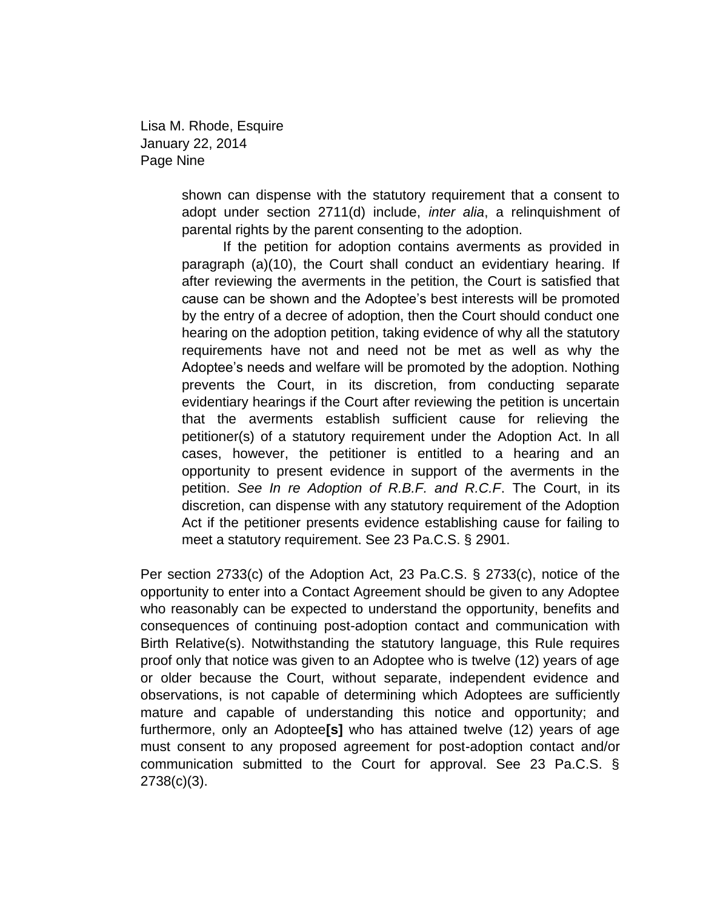> shown can dispense with the statutory requirement that a consent to adopt under section 2711(d) include, *inter alia*, a relinquishment of parental rights by the parent consenting to the adoption.
>
> If the petition for adoption contains averments as provided in paragraph (a)(10), the Court shall conduct an evidentiary hearing. If after reviewing the averments in the petition, the Court is satisfied that cause can be shown and the Adoptee's best interests will be promoted by the entry of a decree of adoption, then the Court should conduct one hearing on the adoption petition, taking evidence of why all the statutory requirements have not and need not be met as well as why the Adoptee's needs and welfare will be promoted by the adoption. Nothing prevents the Court, in its discretion, from conducting separate evidentiary hearings if the Court after reviewing the petition is uncertain that the averments establish sufficient cause for relieving the petitioner(s) of a statutory requirement under the Adoption Act. In all cases, however, the petitioner is entitled to a hearing and an opportunity to present evidence in support of the averments in the petition. *See In re Adoption of R.B.F. and R.C.F*. The Court, in its discretion, can dispense with any statutory requirement of the Adoption Act if the petitioner presents evidence establishing cause for failing to meet a statutory requirement. See 23 Pa.C.S. § 2901.

Per section 2733(c) of the Adoption Act, 23 Pa.C.S. § 2733(c), notice of the opportunity to enter into a Contact Agreement should be given to any Adoptee who reasonably can be expected to understand the opportunity, benefits and consequences of continuing post-adoption contact and communication with Birth Relative(s). Notwithstanding the statutory language, this Rule requires proof only that notice was given to an Adoptee who is twelve (12) years of age or older because the Court, without separate, independent evidence and observations, is not capable of determining which Adoptees are sufficiently mature and capable of understanding this notice and opportunity; and furthermore, only an Adoptee**[s]** who has attained twelve (12) years of age must consent to any proposed agreement for post-adoption contact and/or communication submitted to the Court for approval. See 23 Pa.C.S. § 2738(c)(3).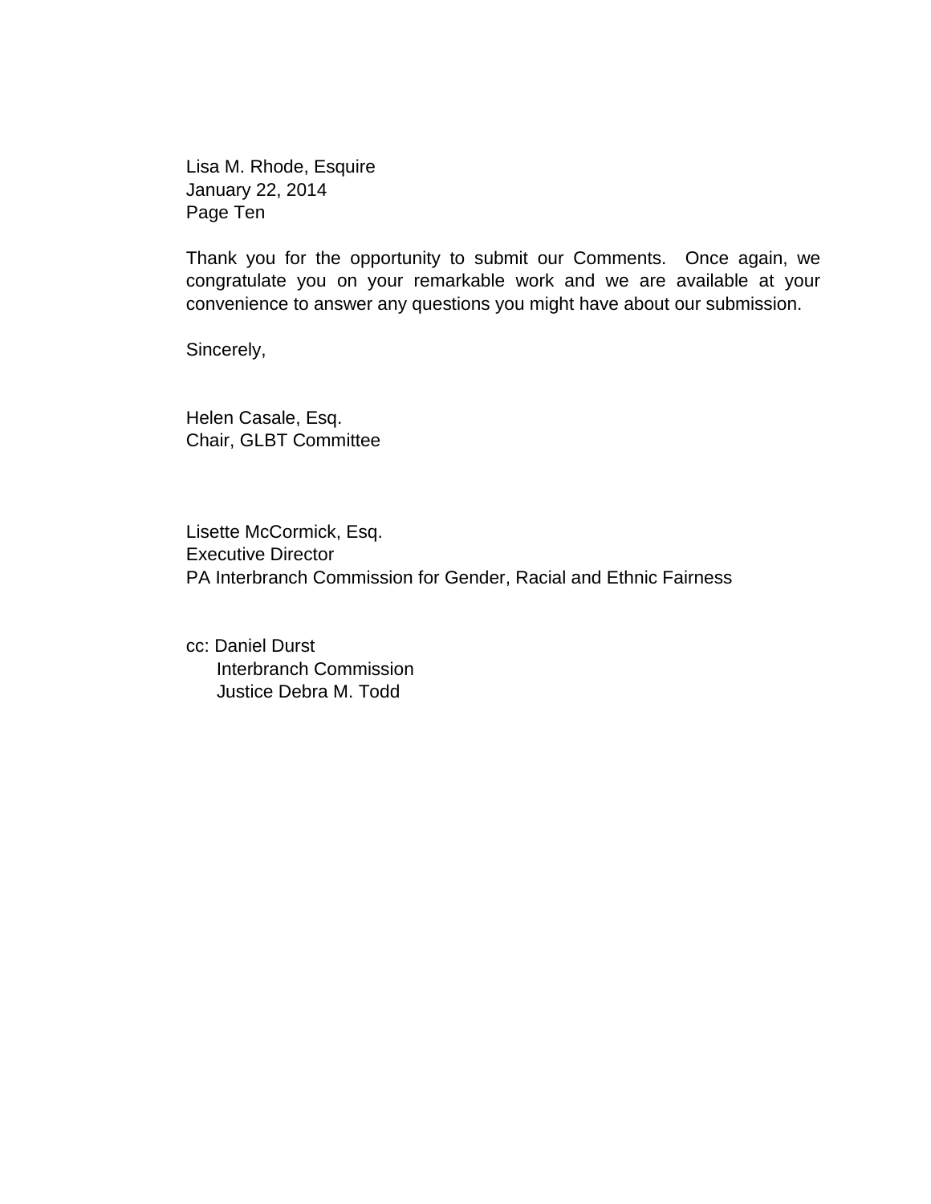Lisa M. Rhode, Esquire
January 22, 2014
Page Ten

Thank you for the opportunity to submit our Comments. Once again, we congratulate you on your remarkable work and we are available at your convenience to answer any questions you might have about our submission.

Sincerely,

Helen Casale, Esq.
Chair, GLBT Committee

Lisette McCormick, Esq.
Executive Director
PA Interbranch Commission for Gender, Racial and Ethnic Fairness

cc: Daniel Durst
Interbranch Commission
Justice Debra M. Todd